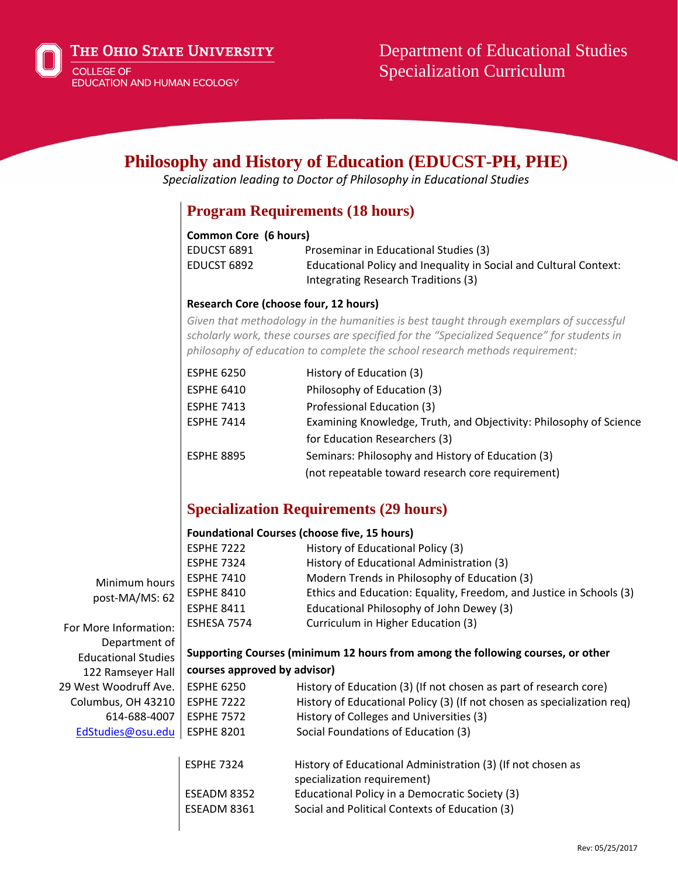The Ohio State University
College of Education and Human Ecology

Department of Educational Studies
Specialization Curriculum

# Philosophy and History of Education (EDUCST-PH, PHE)

*Specialization leading to Doctor of Philosophy in Educational Studies*

## Program Requirements (18 hours)

**Common Core (6 hours)**

| | |
|---|---|
| EDUCST 6891 | Proseminar in Educational Studies (3) |
| EDUCST 6892 | Educational Policy and Inequality in Social and Cultural Context: Integrating Research Traditions (3) |

**Research Core (choose four, 12 hours)**

*Given that methodology in the humanities is best taught through exemplars of successful scholarly work, these courses are specified for the "Specialized Sequence" for students in philosophy of education to complete the school research methods requirement:*

| | |
|---|---|
| ESPHE 6250 | History of Education (3) |
| ESPHE 6410 | Philosophy of Education (3) |
| ESPHE 7413 | Professional Education (3) |
| ESPHE 7414 | Examining Knowledge, Truth, and Objectivity: Philosophy of Science for Education Researchers (3) |
| ESPHE 8895 | Seminars: Philosophy and History of Education (3) (not repeatable toward research core requirement) |

## Specialization Requirements (29 hours)

**Foundational Courses (choose five, 15 hours)**

| | |
|---|---|
| ESPHE 7222 | History of Educational Policy (3) |
| ESPHE 7324 | History of Educational Administration (3) |
| ESPHE 7410 | Modern Trends in Philosophy of Education (3) |
| ESPHE 8410 | Ethics and Education: Equality, Freedom, and Justice in Schools (3) |
| ESPHE 8411 | Educational Philosophy of John Dewey (3) |
| ESHESA 7574 | Curriculum in Higher Education (3) |

**Supporting Courses (minimum 12 hours from among the following courses, or other courses approved by advisor)**

| | |
|---|---|
| ESPHE 6250 | History of Education (3) (If not chosen as part of research core) |
| ESPHE 7222 | History of Educational Policy (3) (If not chosen as specialization req) |
| ESPHE 7572 | History of Colleges and Universities (3) |
| ESPHE 8201 | Social Foundations of Education (3) |
| ESPHE 7324 | History of Educational Administration (3) (If not chosen as specialization requirement) |
| ESEADM 8352 | Educational Policy in a Democratic Society (3) |
| ESEADM 8361 | Social and Political Contexts of Education (3) |

Minimum hours post-MA/MS: 62

For More Information:
Department of Educational Studies
122 Ramseyer Hall
29 West Woodruff Ave.
Columbus, OH 43210
614-688-4007
EdStudies@osu.edu

Rev: 05/25/2017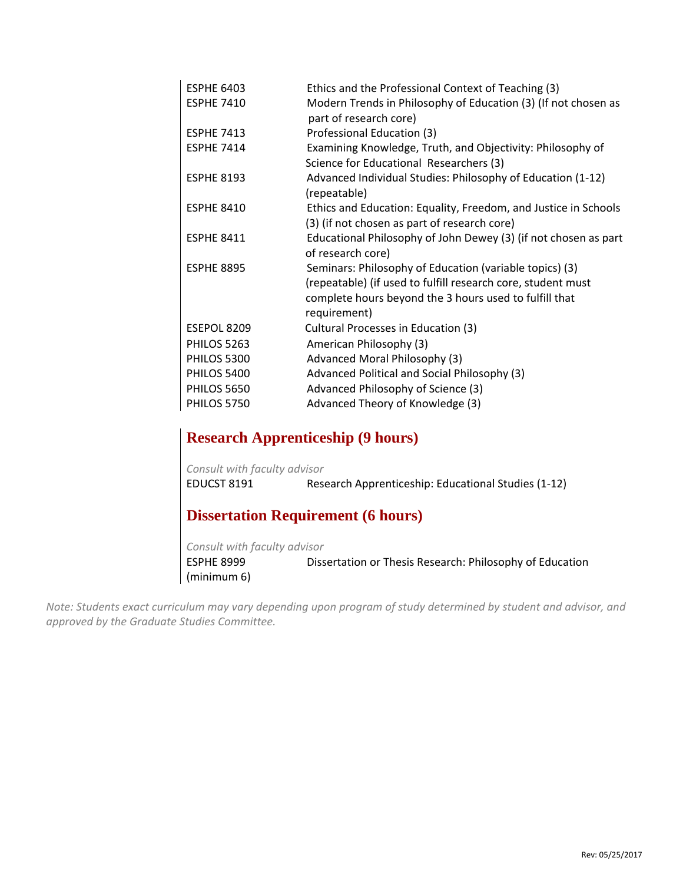| | |
|---|---|
| ESPHE 6403 | Ethics and the Professional Context of Teaching (3) |
| ESPHE 7410 | Modern Trends in Philosophy of Education (3) (If not chosen as part of research core) |
| ESPHE 7413 | Professional Education (3) |
| ESPHE 7414 | Examining Knowledge, Truth, and Objectivity: Philosophy of Science for Educational Researchers (3) |
| ESPHE 8193 | Advanced Individual Studies: Philosophy of Education (1-12) (repeatable) |
| ESPHE 8410 | Ethics and Education: Equality, Freedom, and Justice in Schools (3) (if not chosen as part of research core) |
| ESPHE 8411 | Educational Philosophy of John Dewey (3) (if not chosen as part of research core) |
| ESPHE 8895 | Seminars: Philosophy of Education (variable topics) (3) (repeatable) (if used to fulfill research core, student must complete hours beyond the 3 hours used to fulfill that requirement) |
| ESEPOL 8209 | Cultural Processes in Education (3) |
| PHILOS 5263 | American Philosophy (3) |
| PHILOS 5300 | Advanced Moral Philosophy (3) |
| PHILOS 5400 | Advanced Political and Social Philosophy (3) |
| PHILOS 5650 | Advanced Philosophy of Science (3) |
| PHILOS 5750 | Advanced Theory of Knowledge (3) |

## Research Apprenticeship (9 hours)

*Consult with faculty advisor*

| | |
|---|---|
| EDUCST 8191 | Research Apprenticeship: Educational Studies (1-12) |

## Dissertation Requirement (6 hours)

*Consult with faculty advisor*

| | |
|---|---|
| ESPHE 8999 (minimum 6) | Dissertation or Thesis Research: Philosophy of Education |

*Note: Students exact curriculum may vary depending upon program of study determined by student and advisor, and approved by the Graduate Studies Committee.*

Rev: 05/25/2017